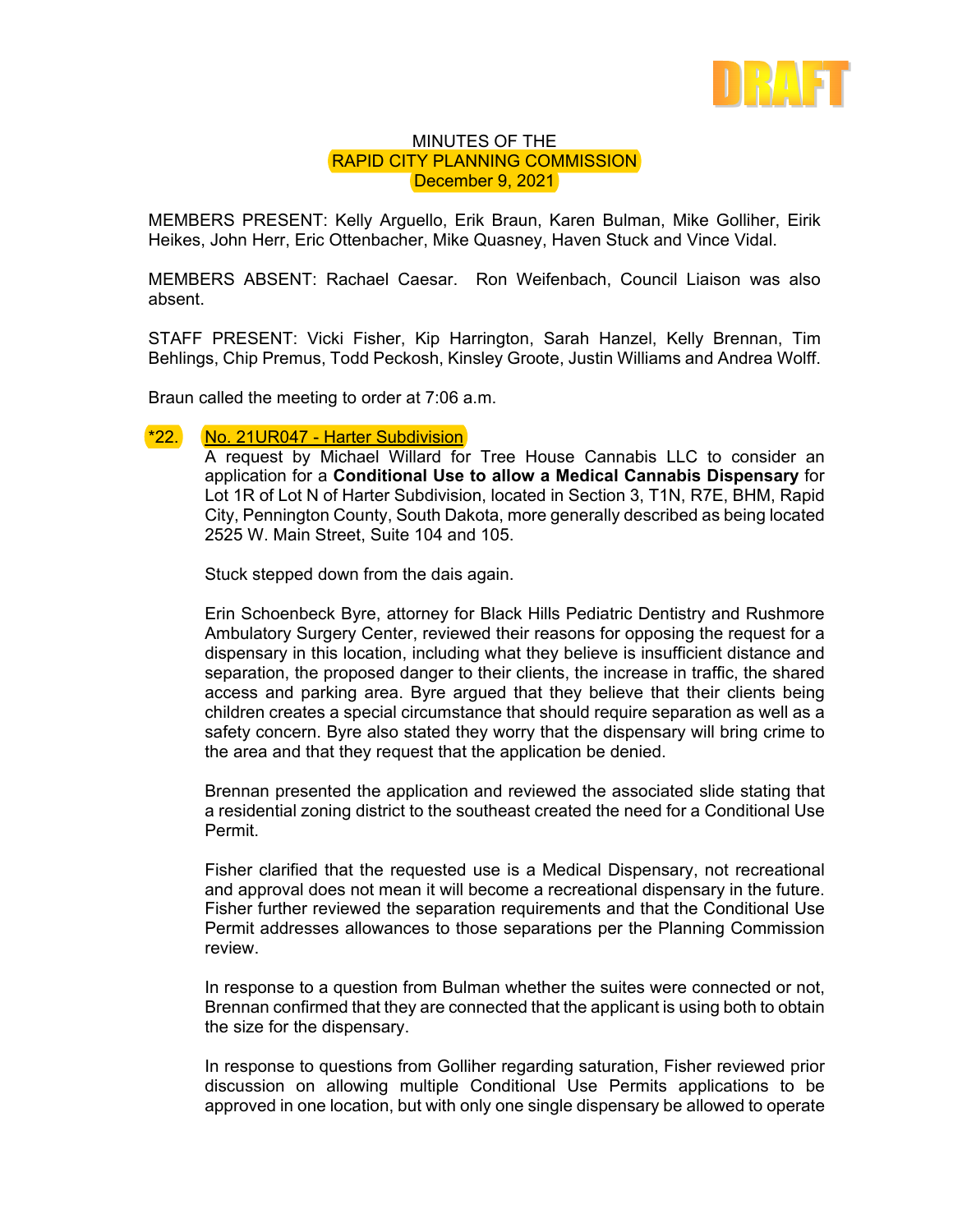DRAFT

MINUTES OF THE
RAPID CITY PLANNING COMMISSION
December 9, 2021

MEMBERS PRESENT: Kelly Arguello, Erik Braun, Karen Bulman, Mike Golliher, Eirik Heikes, John Herr, Eric Ottenbacher, Mike Quasney, Haven Stuck and Vince Vidal.

MEMBERS ABSENT: Rachael Caesar. Ron Weifenbach, Council Liaison was also absent.

STAFF PRESENT: Vicki Fisher, Kip Harrington, Sarah Hanzel, Kelly Brennan, Tim Behlings, Chip Premus, Todd Peckosh, Kinsley Groote, Justin Williams and Andrea Wolff.

Braun called the meeting to order at 7:06 a.m.

*22. No. 21UR047 - Harter Subdivision

A request by Michael Willard for Tree House Cannabis LLC to consider an application for a **Conditional Use to allow a Medical Cannabis Dispensary** for Lot 1R of Lot N of Harter Subdivision, located in Section 3, T1N, R7E, BHM, Rapid City, Pennington County, South Dakota, more generally described as being located 2525 W. Main Street, Suite 104 and 105.

Stuck stepped down from the dais again.

Erin Schoenbeck Byre, attorney for Black Hills Pediatric Dentistry and Rushmore Ambulatory Surgery Center, reviewed their reasons for opposing the request for a dispensary in this location, including what they believe is insufficient distance and separation, the proposed danger to their clients, the increase in traffic, the shared access and parking area. Byre argued that they believe that their clients being children creates a special circumstance that should require separation as well as a safety concern. Byre also stated they worry that the dispensary will bring crime to the area and that they request that the application be denied.

Brennan presented the application and reviewed the associated slide stating that a residential zoning district to the southeast created the need for a Conditional Use Permit.

Fisher clarified that the requested use is a Medical Dispensary, not recreational and approval does not mean it will become a recreational dispensary in the future. Fisher further reviewed the separation requirements and that the Conditional Use Permit addresses allowances to those separations per the Planning Commission review.

In response to a question from Bulman whether the suites were connected or not, Brennan confirmed that they are connected that the applicant is using both to obtain the size for the dispensary.

In response to questions from Golliher regarding saturation, Fisher reviewed prior discussion on allowing multiple Conditional Use Permits applications to be approved in one location, but with only one single dispensary be allowed to operate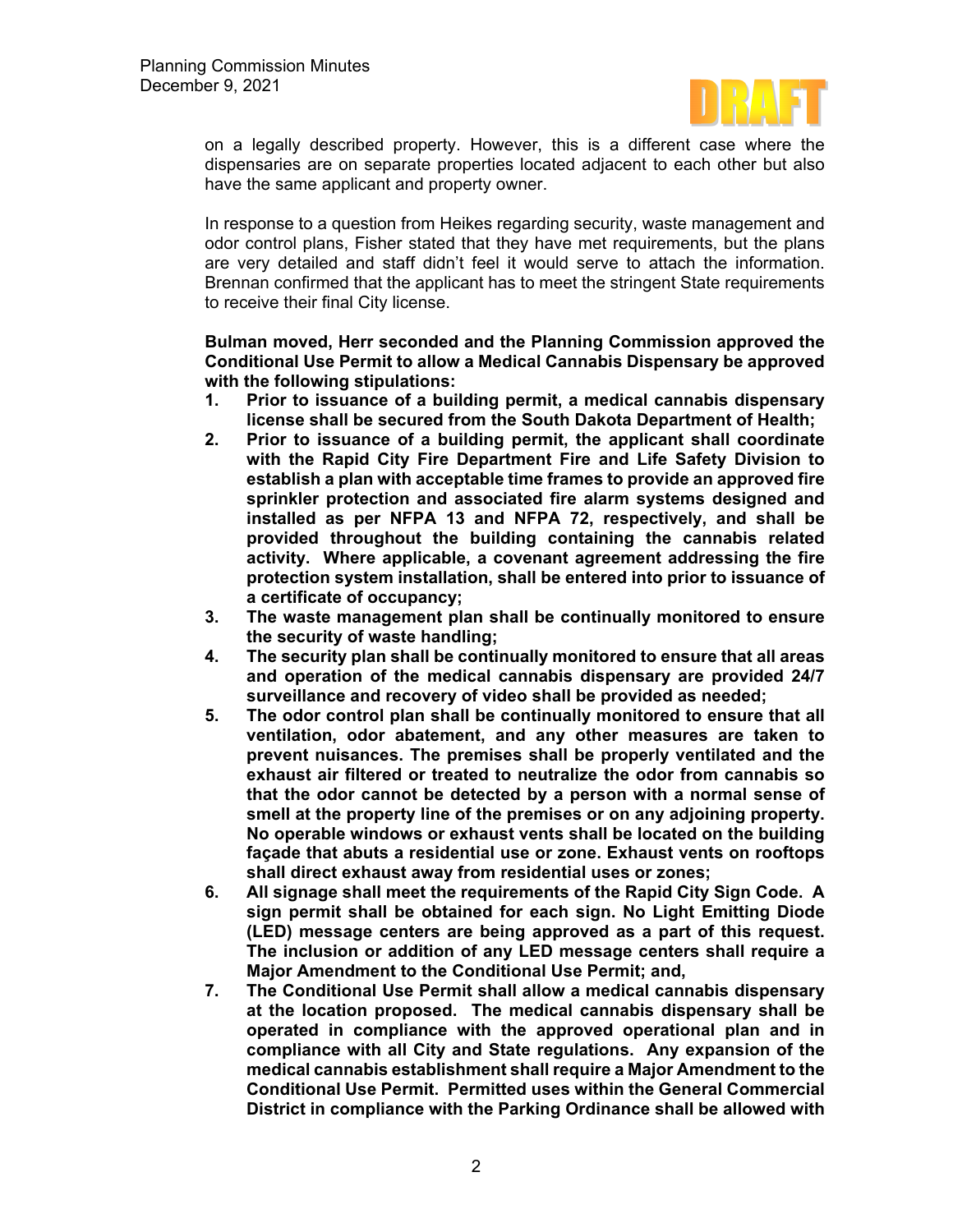on a legally described property. However, this is a different case where the dispensaries are on separate properties located adjacent to each other but also have the same applicant and property owner.

In response to a question from Heikes regarding security, waste management and odor control plans, Fisher stated that they have met requirements, but the plans are very detailed and staff didn't feel it would serve to attach the information. Brennan confirmed that the applicant has to meet the stringent State requirements to receive their final City license.

**Bulman moved, Herr seconded and the Planning Commission approved the Conditional Use Permit to allow a Medical Cannabis Dispensary be approved with the following stipulations:**

1. **Prior to issuance of a building permit, a medical cannabis dispensary license shall be secured from the South Dakota Department of Health;**
2. **Prior to issuance of a building permit, the applicant shall coordinate with the Rapid City Fire Department Fire and Life Safety Division to establish a plan with acceptable time frames to provide an approved fire sprinkler protection and associated fire alarm systems designed and installed as per NFPA 13 and NFPA 72, respectively, and shall be provided throughout the building containing the cannabis related activity. Where applicable, a covenant agreement addressing the fire protection system installation, shall be entered into prior to issuance of a certificate of occupancy;**
3. **The waste management plan shall be continually monitored to ensure the security of waste handling;**
4. **The security plan shall be continually monitored to ensure that all areas and operation of the medical cannabis dispensary are provided 24/7 surveillance and recovery of video shall be provided as needed;**
5. **The odor control plan shall be continually monitored to ensure that all ventilation, odor abatement, and any other measures are taken to prevent nuisances. The premises shall be properly ventilated and the exhaust air filtered or treated to neutralize the odor from cannabis so that the odor cannot be detected by a person with a normal sense of smell at the property line of the premises or on any adjoining property. No operable windows or exhaust vents shall be located on the building façade that abuts a residential use or zone. Exhaust vents on rooftops shall direct exhaust away from residential uses or zones;**
6. **All signage shall meet the requirements of the Rapid City Sign Code. A sign permit shall be obtained for each sign. No Light Emitting Diode (LED) message centers are being approved as a part of this request. The inclusion or addition of any LED message centers shall require a Major Amendment to the Conditional Use Permit; and,**
7. **The Conditional Use Permit shall allow a medical cannabis dispensary at the location proposed. The medical cannabis dispensary shall be operated in compliance with the approved operational plan and in compliance with all City and State regulations. Any expansion of the medical cannabis establishment shall require a Major Amendment to the Conditional Use Permit. Permitted uses within the General Commercial District in compliance with the Parking Ordinance shall be allowed with**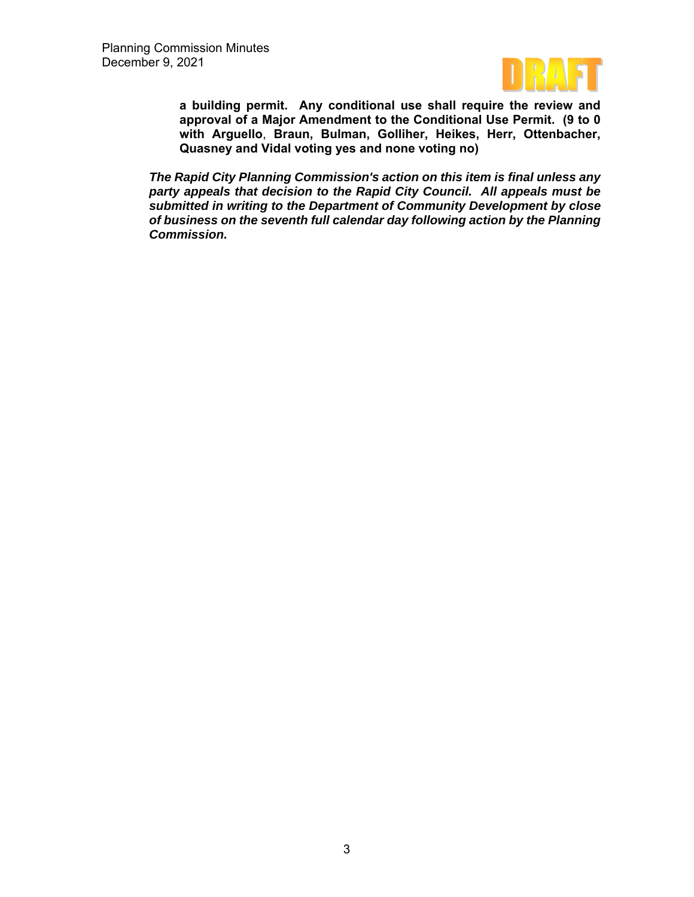**a building permit. Any conditional use shall require the review and approval of a Major Amendment to the Conditional Use Permit. (9 to 0 with Arguello, Braun, Bulman, Golliher, Heikes, Herr, Ottenbacher, Quasney and Vidal voting yes and none voting no)**

***The Rapid City Planning Commission's action on this item is final unless any party appeals that decision to the Rapid City Council. All appeals must be submitted in writing to the Department of Community Development by close of business on the seventh full calendar day following action by the Planning Commission.***